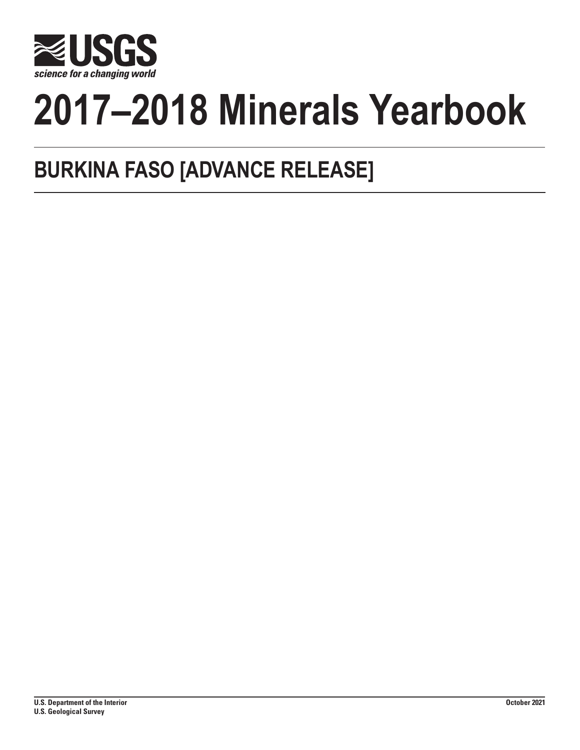# 2017–2018 Minerals Yearbook

## BURKINA FASO [ADVANCE RELEASE]

U.S. Department of the Interior
U.S. Geological Survey

October 2021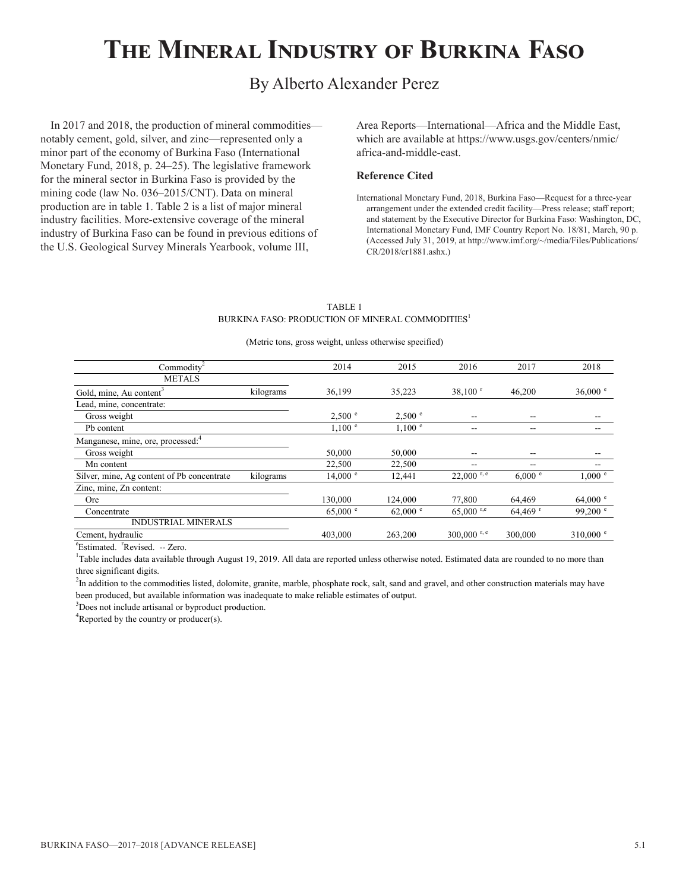# The Mineral Industry of Burkina Faso

By Alberto Alexander Perez

In 2017 and 2018, the production of mineral commodities—notably cement, gold, silver, and zinc—represented only a minor part of the economy of Burkina Faso (International Monetary Fund, 2018, p. 24–25). The legislative framework for the mineral sector in Burkina Faso is provided by the mining code (law No. 036–2015/CNT). Data on mineral production are in table 1. Table 2 is a list of major mineral industry facilities. More-extensive coverage of the mineral industry of Burkina Faso can be found in previous editions of the U.S. Geological Survey Minerals Yearbook, volume III, Area Reports—International—Africa and the Middle East, which are available at https://www.usgs.gov/centers/nmic/africa-and-middle-east.

### Reference Cited

International Monetary Fund, 2018, Burkina Faso—Request for a three-year arrangement under the extended credit facility—Press release; staff report; and statement by the Executive Director for Burkina Faso: Washington, DC, International Monetary Fund, IMF Country Report No. 18/81, March, 90 p. (Accessed July 31, 2019, at http://www.imf.org/~/media/Files/Publications/CR/2018/cr1881.ashx.)

TABLE 1
BURKINA FASO: PRODUCTION OF MINERAL COMMODITIES[1]

(Metric tons, gross weight, unless otherwise specified)

| Commodity[2] | | 2014 | 2015 | 2016 | 2017 | 2018 |
|---|---|---|---|---|---|---|
| METALS | | | | | | |
| Gold, mine, Au content[3] | kilograms | 36,199 | 35,223 | 38,100 r | 46,200 | 36,000 e |
| Lead, mine, concentrate: | | | | | | |
| Gross weight | | 2,500 e | 2,500 e | -- | -- | -- |
| Pb content | | 1,100 e | 1,100 e | -- | -- | -- |
| Manganese, mine, ore, processed:[4] | | | | | | |
| Gross weight | | 50,000 | 50,000 | -- | -- | -- |
| Mn content | | 22,500 | 22,500 | -- | -- | -- |
| Silver, mine, Ag content of Pb concentrate | kilograms | 14,000 e | 12,441 | 22,000 r, e | 6,000 e | 1,000 e |
| Zinc, mine, Zn content: | | | | | | |
| Ore | | 130,000 | 124,000 | 77,800 | 64,469 | 64,000 e |
| Concentrate | | 65,000 e | 62,000 e | 65,000 r,e | 64,469 r | 99,200 e |
| INDUSTRIAL MINERALS | | | | | | |
| Cement, hydraulic | | 403,000 | 263,200 | 300,000 r, e | 300,000 | 310,000 e |

eEstimated. rRevised. -- Zero.

[1]Table includes data available through August 19, 2019. All data are reported unless otherwise noted. Estimated data are rounded to no more than three significant digits.

[2]In addition to the commodities listed, dolomite, granite, marble, phosphate rock, salt, sand and gravel, and other construction materials may have been produced, but available information was inadequate to make reliable estimates of output.

[3]Does not include artisanal or byproduct production.

[4]Reported by the country or producer(s).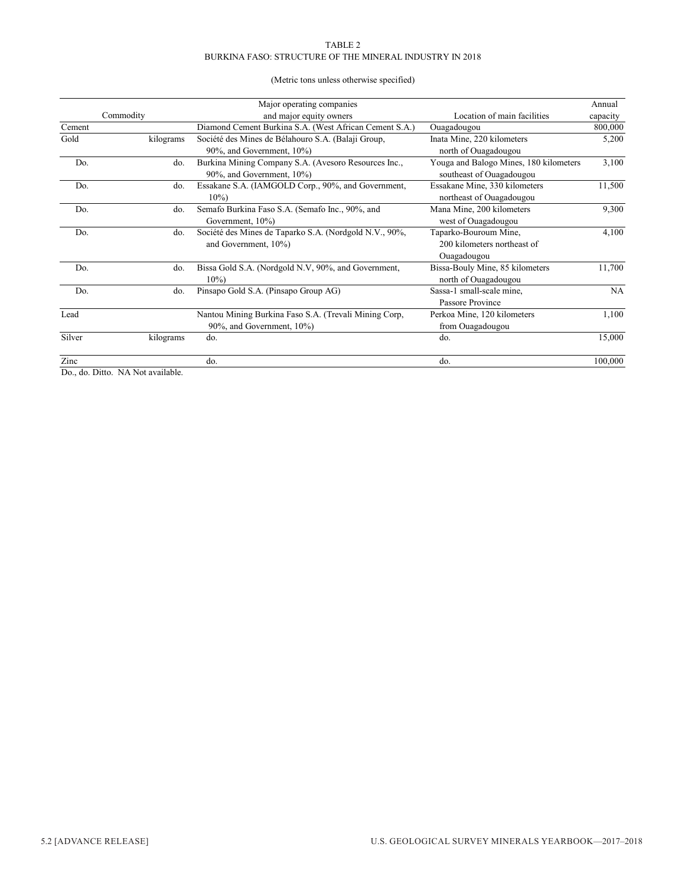TABLE 2
BURKINA FASO: STRUCTURE OF THE MINERAL INDUSTRY IN 2018

(Metric tons unless otherwise specified)

| Commodity | | Major operating companies and major equity owners | Location of main facilities | Annual capacity |
|---|---|---|---|---|
| Cement | | Diamond Cement Burkina S.A. (West African Cement S.A.) | Ouagadougou | 800,000 |
| Gold | kilograms | Société des Mines de Bélahouro S.A. (Balaji Group, 90%, and Government, 10%) | Inata Mine, 220 kilometers north of Ouagadougou | 5,200 |
| Do. | do. | Burkina Mining Company S.A. (Avesoro Resources Inc., 90%, and Government, 10%) | Youga and Balogo Mines, 180 kilometers southeast of Ouagadougou | 3,100 |
| Do. | do. | Essakane S.A. (IAMGOLD Corp., 90%, and Government, 10%) | Essakane Mine, 330 kilometers northeast of Ouagadougou | 11,500 |
| Do. | do. | Semafo Burkina Faso S.A. (Semafo Inc., 90%, and Government, 10%) | Mana Mine, 200 kilometers west of Ouagadougou | 9,300 |
| Do. | do. | Société des Mines de Taparko S.A. (Nordgold N.V., 90%, and Government, 10%) | Taparko-Bouroum Mine, 200 kilometers northeast of Ouagadougou | 4,100 |
| Do. | do. | Bissa Gold S.A. (Nordgold N.V, 90%, and Government, 10%) | Bissa-Bouly Mine, 85 kilometers north of Ouagadougou | 11,700 |
| Do. | do. | Pinsapo Gold S.A. (Pinsapo Group AG) | Sassa-1 small-scale mine, Passore Province | NA |
| Lead | | Nantou Mining Burkina Faso S.A. (Trevali Mining Corp, 90%, and Government, 10%) | Perkoa Mine, 120 kilometers from Ouagadougou | 1,100 |
| Silver | kilograms | do. | do. | 15,000 |
| Zinc | | do. | do. | 100,000 |

Do., do. Ditto. NA Not available.